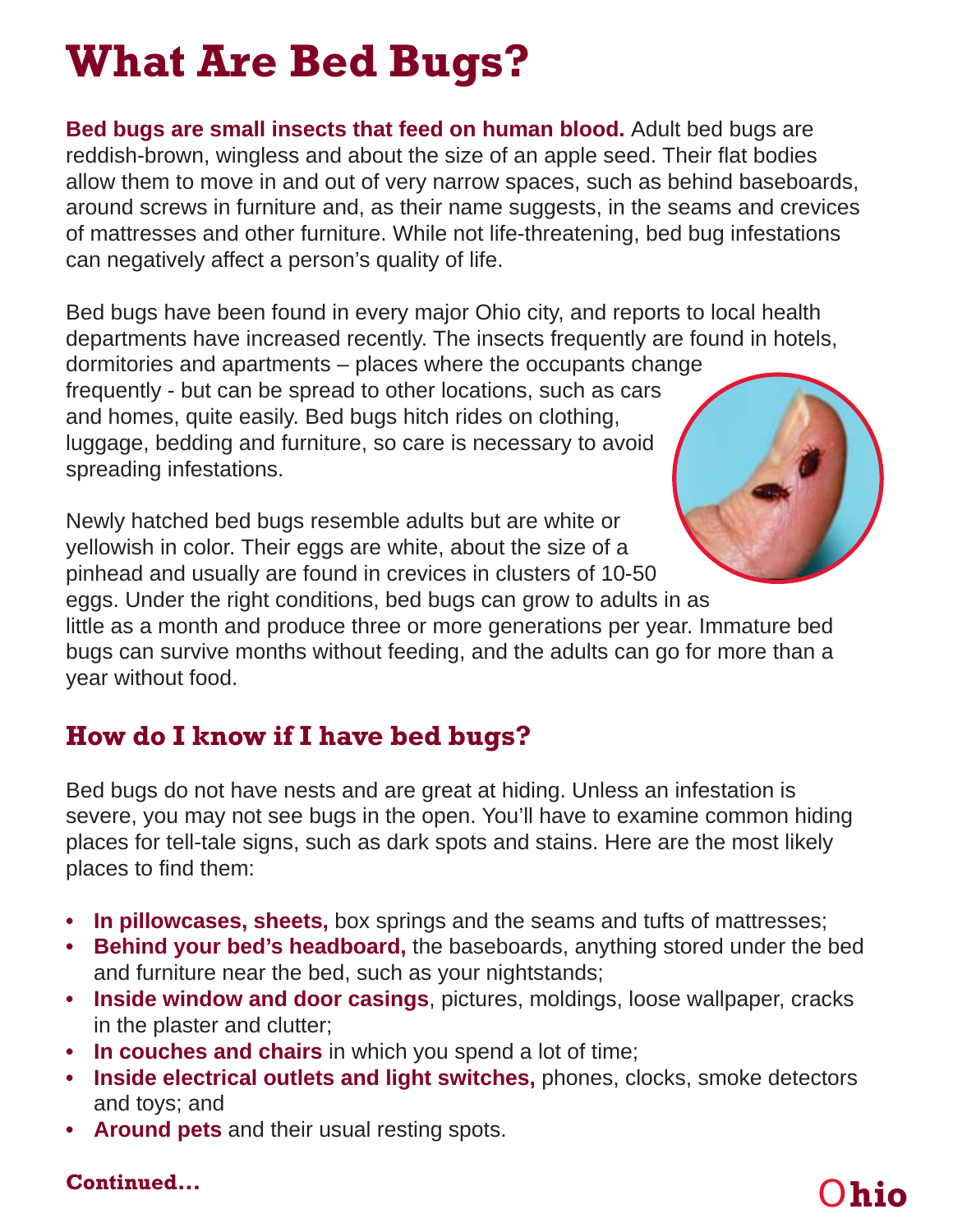# What Are Bed Bugs?

**Bed bugs are small insects that feed on human blood.** Adult bed bugs are reddish-brown, wingless and about the size of an apple seed. Their flat bodies allow them to move in and out of very narrow spaces, such as behind baseboards, around screws in furniture and, as their name suggests, in the seams and crevices of mattresses and other furniture. While not life-threatening, bed bug infestations can negatively affect a person's quality of life.

Bed bugs have been found in every major Ohio city, and reports to local health departments have increased recently. The insects frequently are found in hotels, dormitories and apartments – places where the occupants change frequently - but can be spread to other locations, such as cars and homes, quite easily. Bed bugs hitch rides on clothing, luggage, bedding and furniture, so care is necessary to avoid spreading infestations.

Newly hatched bed bugs resemble adults but are white or yellowish in color. Their eggs are white, about the size of a pinhead and usually are found in crevices in clusters of 10-50 eggs. Under the right conditions, bed bugs can grow to adults in as little as a month and produce three or more generations per year. Immature bed bugs can survive months without feeding, and the adults can go for more than a year without food.

## How do I know if I have bed bugs?

Bed bugs do not have nests and are great at hiding. Unless an infestation is severe, you may not see bugs in the open. You'll have to examine common hiding places for tell-tale signs, such as dark spots and stains. Here are the most likely places to find them:

- **In pillowcases, sheets,** box springs and the seams and tufts of mattresses;
- **Behind your bed's headboard,** the baseboards, anything stored under the bed and furniture near the bed, such as your nightstands;
- **Inside window and door casings**, pictures, moldings, loose wallpaper, cracks in the plaster and clutter;
- **In couches and chairs** in which you spend a lot of time;
- **Inside electrical outlets and light switches,** phones, clocks, smoke detectors and toys; and
- **Around pets** and their usual resting spots.

**Continued...**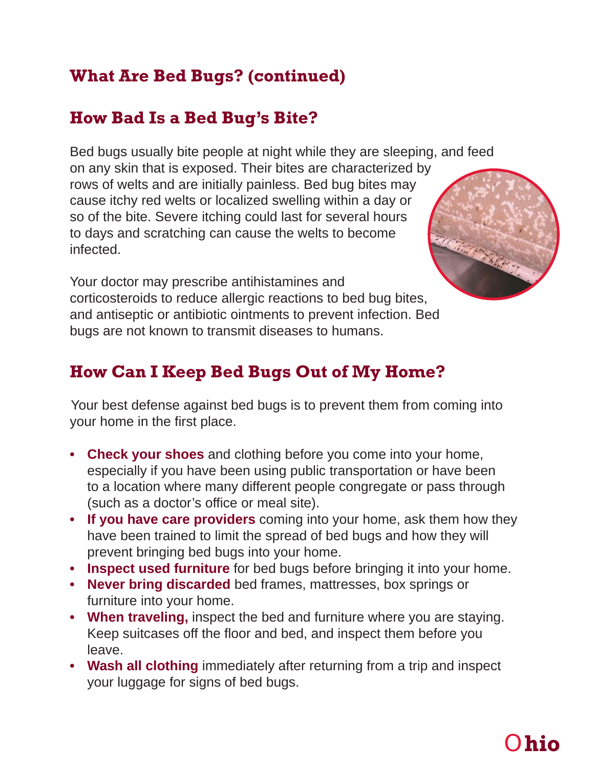## What Are Bed Bugs? (continued)

### How Bad Is a Bed Bug's Bite?

Bed bugs usually bite people at night while they are sleeping, and feed on any skin that is exposed. Their bites are characterized by rows of welts and are initially painless. Bed bug bites may cause itchy red welts or localized swelling within a day or so of the bite. Severe itching could last for several hours to days and scratching can cause the welts to become infected.

Your doctor may prescribe antihistamines and corticosteroids to reduce allergic reactions to bed bug bites, and antiseptic or antibiotic ointments to prevent infection. Bed bugs are not known to transmit diseases to humans.

### How Can I Keep Bed Bugs Out of My Home?

Your best defense against bed bugs is to prevent them from coming into your home in the first place.

- **Check your shoes** and clothing before you come into your home, especially if you have been using public transportation or have been to a location where many different people congregate or pass through (such as a doctor's office or meal site).
- **If you have care providers** coming into your home, ask them how they have been trained to limit the spread of bed bugs and how they will prevent bringing bed bugs into your home.
- **Inspect used furniture** for bed bugs before bringing it into your home.
- **Never bring discarded** bed frames, mattresses, box springs or furniture into your home.
- **When traveling,** inspect the bed and furniture where you are staying. Keep suitcases off the floor and bed, and inspect them before you leave.
- **Wash all clothing** immediately after returning from a trip and inspect your luggage for signs of bed bugs.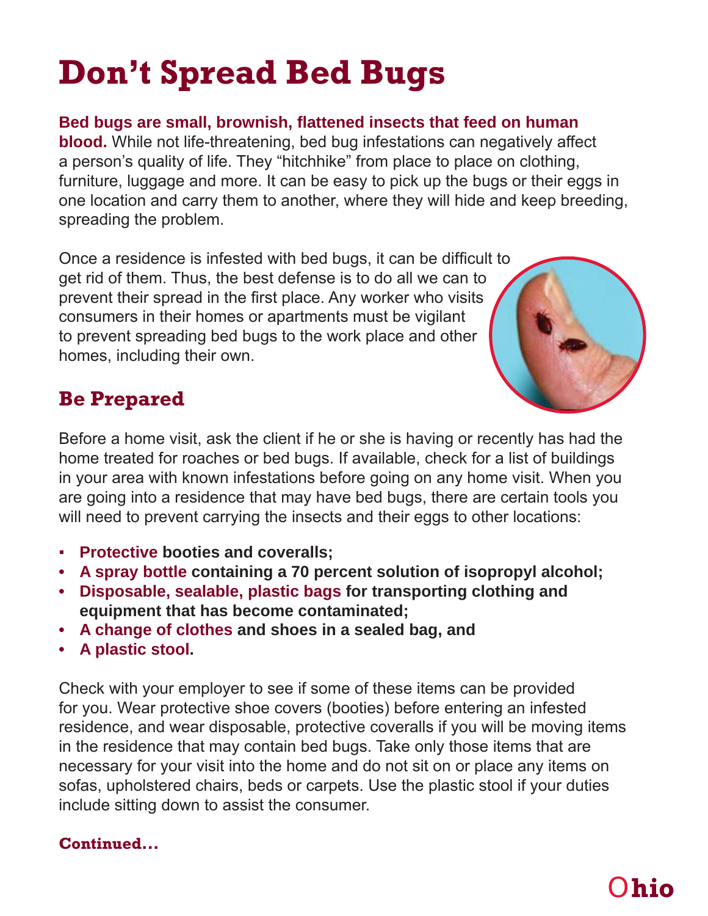# Don't Spread Bed Bugs

**Bed bugs are small, brownish, flattened insects that feed on human blood.** While not life-threatening, bed bug infestations can negatively affect a person's quality of life. They "hitchhike" from place to place on clothing, furniture, luggage and more. It can be easy to pick up the bugs or their eggs in one location and carry them to another, where they will hide and keep breeding, spreading the problem.

Once a residence is infested with bed bugs, it can be difficult to get rid of them. Thus, the best defense is to do all we can to prevent their spread in the first place. Any worker who visits consumers in their homes or apartments must be vigilant to prevent spreading bed bugs to the work place and other homes, including their own.

## Be Prepared

Before a home visit, ask the client if he or she is having or recently has had the home treated for roaches or bed bugs. If available, check for a list of buildings in your area with known infestations before going on any home visit. When you are going into a residence that may have bed bugs, there are certain tools you will need to prevent carrying the insects and their eggs to other locations:

- **Protective booties and coveralls;**
- **A spray bottle containing a 70 percent solution of isopropyl alcohol;**
- **Disposable, sealable, plastic bags for transporting clothing and equipment that has become contaminated;**
- **A change of clothes and shoes in a sealed bag, and**
- **A plastic stool.**

Check with your employer to see if some of these items can be provided for you. Wear protective shoe covers (booties) before entering an infested residence, and wear disposable, protective coveralls if you will be moving items in the residence that may contain bed bugs. Take only those items that are necessary for your visit into the home and do not sit on or place any items on sofas, upholstered chairs, beds or carpets. Use the plastic stool if your duties include sitting down to assist the consumer.

**Continued...**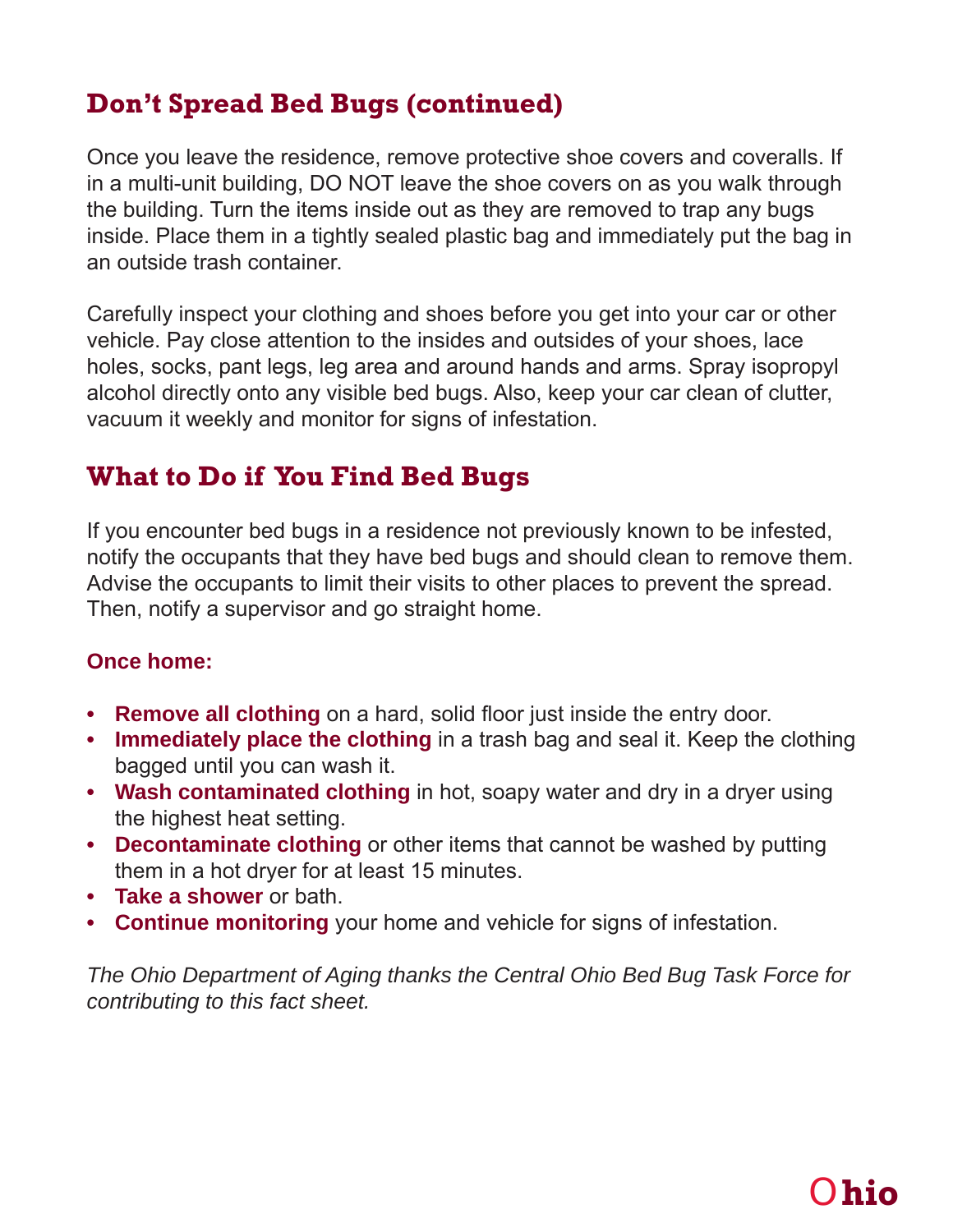## Don't Spread Bed Bugs (continued)

Once you leave the residence, remove protective shoe covers and coveralls. If in a multi-unit building, DO NOT leave the shoe covers on as you walk through the building. Turn the items inside out as they are removed to trap any bugs inside. Place them in a tightly sealed plastic bag and immediately put the bag in an outside trash container.

Carefully inspect your clothing and shoes before you get into your car or other vehicle. Pay close attention to the insides and outsides of your shoes, lace holes, socks, pant legs, leg area and around hands and arms. Spray isopropyl alcohol directly onto any visible bed bugs. Also, keep your car clean of clutter, vacuum it weekly and monitor for signs of infestation.

## What to Do if You Find Bed Bugs

If you encounter bed bugs in a residence not previously known to be infested, notify the occupants that they have bed bugs and should clean to remove them. Advise the occupants to limit their visits to other places to prevent the spread. Then, notify a supervisor and go straight home.

**Once home:**

- **Remove all clothing** on a hard, solid floor just inside the entry door.
- **Immediately place the clothing** in a trash bag and seal it. Keep the clothing bagged until you can wash it.
- **Wash contaminated clothing** in hot, soapy water and dry in a dryer using the highest heat setting.
- **Decontaminate clothing** or other items that cannot be washed by putting them in a hot dryer for at least 15 minutes.
- **Take a shower** or bath.
- **Continue monitoring** your home and vehicle for signs of infestation.

*The Ohio Department of Aging thanks the Central Ohio Bed Bug Task Force for contributing to this fact sheet.*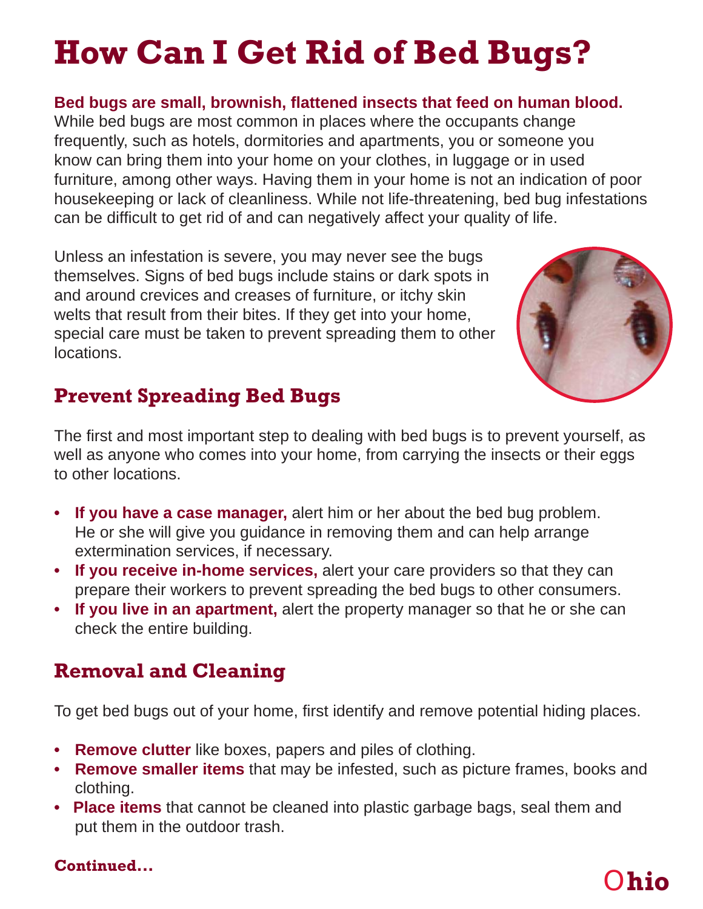# How Can I Get Rid of Bed Bugs?

**Bed bugs are small, brownish, flattened insects that feed on human blood.** While bed bugs are most common in places where the occupants change frequently, such as hotels, dormitories and apartments, you or someone you know can bring them into your home on your clothes, in luggage or in used furniture, among other ways. Having them in your home is not an indication of poor housekeeping or lack of cleanliness. While not life-threatening, bed bug infestations can be difficult to get rid of and can negatively affect your quality of life.

Unless an infestation is severe, you may never see the bugs themselves. Signs of bed bugs include stains or dark spots in and around crevices and creases of furniture, or itchy skin welts that result from their bites. If they get into your home, special care must be taken to prevent spreading them to other locations.

## Prevent Spreading Bed Bugs

The first and most important step to dealing with bed bugs is to prevent yourself, as well as anyone who comes into your home, from carrying the insects or their eggs to other locations.

- **If you have a case manager,** alert him or her about the bed bug problem. He or she will give you guidance in removing them and can help arrange extermination services, if necessary.
- **If you receive in-home services,** alert your care providers so that they can prepare their workers to prevent spreading the bed bugs to other consumers.
- **If you live in an apartment,** alert the property manager so that he or she can check the entire building.

## Removal and Cleaning

To get bed bugs out of your home, first identify and remove potential hiding places.

- **Remove clutter** like boxes, papers and piles of clothing.
- **Remove smaller items** that may be infested, such as picture frames, books and clothing.
- **Place items** that cannot be cleaned into plastic garbage bags, seal them and put them in the outdoor trash.

**Continued...**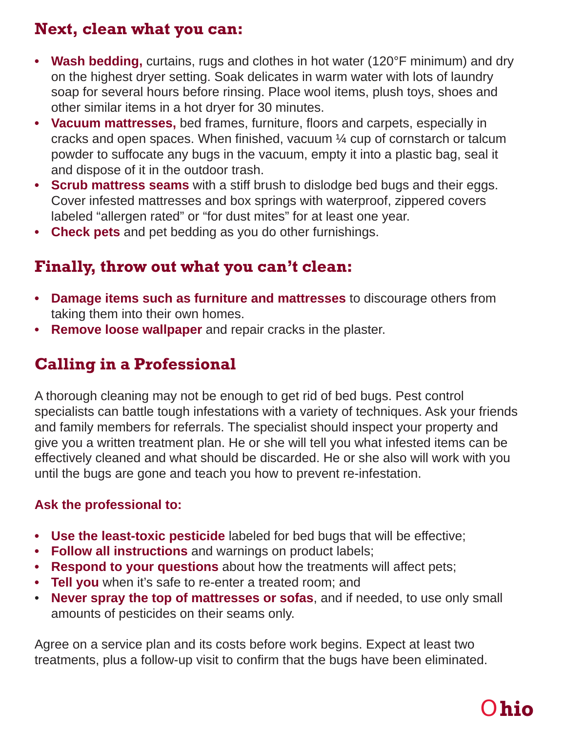## Next, clean what you can:

- **Wash bedding,** curtains, rugs and clothes in hot water (120°F minimum) and dry on the highest dryer setting. Soak delicates in warm water with lots of laundry soap for several hours before rinsing. Place wool items, plush toys, shoes and other similar items in a hot dryer for 30 minutes.
- **Vacuum mattresses,** bed frames, furniture, floors and carpets, especially in cracks and open spaces. When finished, vacuum ¼ cup of cornstarch or talcum powder to suffocate any bugs in the vacuum, empty it into a plastic bag, seal it and dispose of it in the outdoor trash.
- **Scrub mattress seams** with a stiff brush to dislodge bed bugs and their eggs. Cover infested mattresses and box springs with waterproof, zippered covers labeled "allergen rated" or "for dust mites" for at least one year.
- **Check pets** and pet bedding as you do other furnishings.

## Finally, throw out what you can't clean:

- **Damage items such as furniture and mattresses** to discourage others from taking them into their own homes.
- **Remove loose wallpaper** and repair cracks in the plaster.

## Calling in a Professional

A thorough cleaning may not be enough to get rid of bed bugs. Pest control specialists can battle tough infestations with a variety of techniques. Ask your friends and family members for referrals. The specialist should inspect your property and give you a written treatment plan. He or she will tell you what infested items can be effectively cleaned and what should be discarded. He or she also will work with you until the bugs are gone and teach you how to prevent re-infestation.

### Ask the professional to:

- **Use the least-toxic pesticide** labeled for bed bugs that will be effective;
- **Follow all instructions** and warnings on product labels;
- **Respond to your questions** about how the treatments will affect pets;
- **Tell you** when it's safe to re-enter a treated room; and
- **Never spray the top of mattresses or sofas**, and if needed, to use only small amounts of pesticides on their seams only.

Agree on a service plan and its costs before work begins. Expect at least two treatments, plus a follow-up visit to confirm that the bugs have been eliminated.